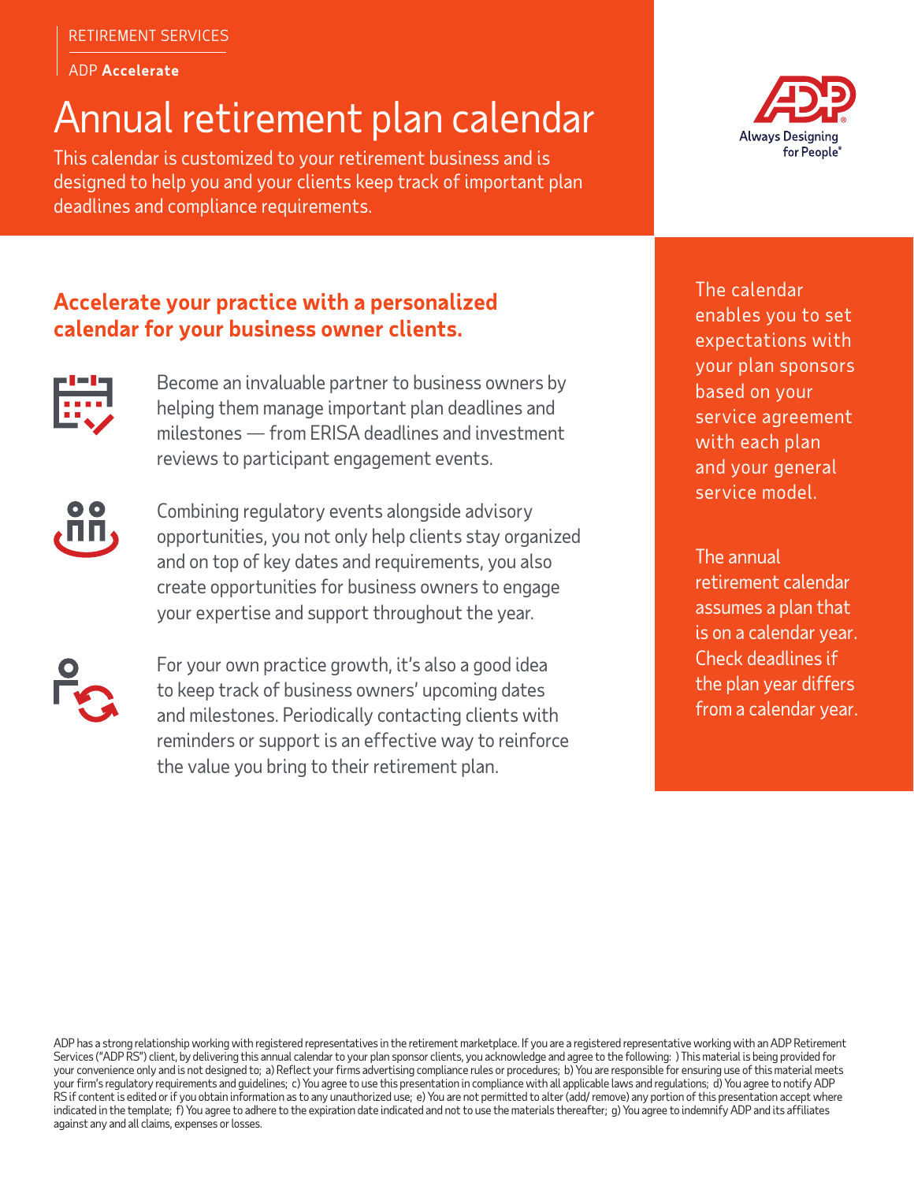RETIREMENT SERVICES

ADP **Accelerate**

# Annual retirement plan calendar

This calendar is customized to your retirement business and is designed to help you and your clients keep track of important plan deadlines and compliance requirements.

Always Designing for People®

## Accelerate your practice with a personalized calendar for your business owner clients.

Become an invaluable partner to business owners by helping them manage important plan deadlines and milestones — from ERISA deadlines and investment reviews to participant engagement events.

Combining regulatory events alongside advisory opportunities, you not only help clients stay organized and on top of key dates and requirements, you also create opportunities for business owners to engage your expertise and support throughout the year.

For your own practice growth, it's also a good idea to keep track of business owners' upcoming dates and milestones. Periodically contacting clients with reminders or support is an effective way to reinforce the value you bring to their retirement plan.

The calendar enables you to set expectations with your plan sponsors based on your service agreement with each plan and your general service model.

The annual retirement calendar assumes a plan that is on a calendar year. Check deadlines if the plan year differs from a calendar year.

ADP has a strong relationship working with registered representatives in the retirement marketplace. If you are a registered representative working with an ADP Retirement Services ("ADP RS") client, by delivering this annual calendar to your plan sponsor clients, you acknowledge and agree to the following: ) This material is being provided for your convenience only and is not designed to; a) Reflect your firms advertising compliance rules or procedures; b) You are responsible for ensuring use of this material meets your firm's regulatory requirements and guidelines; c) You agree to use this presentation in compliance with all applicable laws and regulations; d) You agree to notify ADP RS if content is edited or if you obtain information as to any unauthorized use; e) You are not permitted to alter (add/ remove) any portion of this presentation accept where indicated in the template; f) You agree to adhere to the expiration date indicated and not to use the materials thereafter; g) You agree to indemnify ADP and its affiliates against any and all claims, expenses or losses.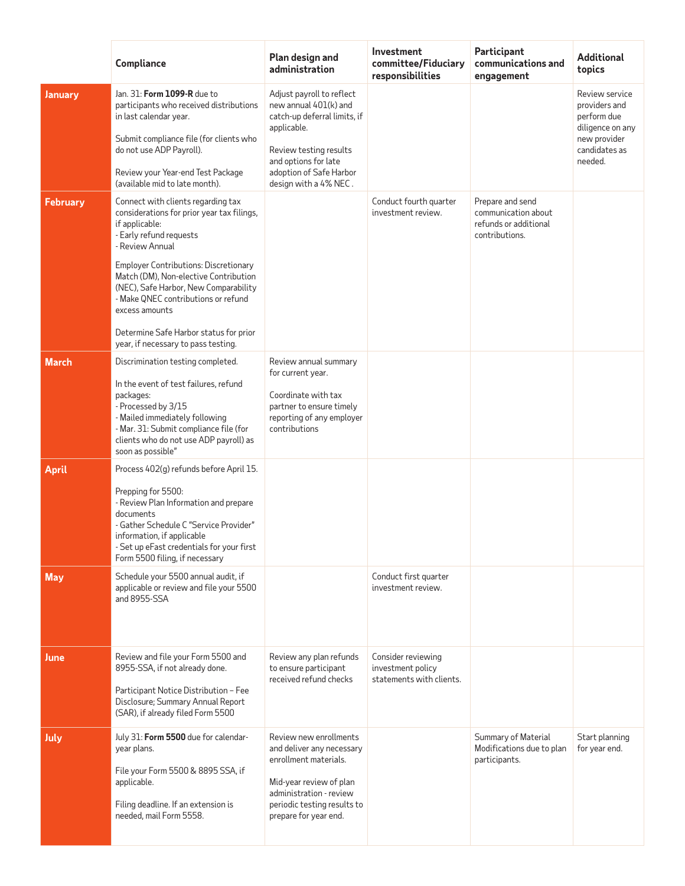| | Compliance | Plan design and administration | Investment committee/Fiduciary responsibilities | Participant communications and engagement | Additional topics |
|---|---|---|---|---|---|
| **January** | Jan. 31: **Form 1099-R** due to participants who received distributions in last calendar year.<br><br>Submit compliance file (for clients who do not use ADP Payroll).<br><br>Review your Year-end Test Package (available mid to late month). | Adjust payroll to reflect new annual 401(k) and catch-up deferral limits, if applicable.<br><br>Review testing results and options for late adoption of Safe Harbor design with a 4% NEC . | | | Review service providers and perform due diligence on any new provider candidates as needed. |
| **February** | Connect with clients regarding tax considerations for prior year tax filings, if applicable:<br>- Early refund requests<br>- Review Annual<br><br>Employer Contributions: Discretionary Match (DM), Non-elective Contribution (NEC), Safe Harbor, New Comparability<br>- Make QNEC contributions or refund excess amounts<br><br>Determine Safe Harbor status for prior year, if necessary to pass testing. | | Conduct fourth quarter investment review. | Prepare and send communication about refunds or additional contributions. | |
| **March** | Discrimination testing completed.<br><br>In the event of test failures, refund packages:<br>- Processed by 3/15<br>- Mailed immediately following<br>- Mar. 31: Submit compliance file (for clients who do not use ADP payroll) as soon as possible" | Review annual summary for current year.<br><br>Coordinate with tax partner to ensure timely reporting of any employer contributions | | | |
| **April** | Process 402(g) refunds before April 15.<br><br>Prepping for 5500:<br>- Review Plan Information and prepare documents<br>- Gather Schedule C "Service Provider" information, if applicable<br>- Set up eFast credentials for your first Form 5500 filing, if necessary | | | | |
| **May** | Schedule your 5500 annual audit, if applicable or review and file your 5500 and 8955-SSA | | Conduct first quarter investment review. | | |
| **June** | Review and file your Form 5500 and 8955-SSA, if not already done.<br><br>Participant Notice Distribution – Fee Disclosure; Summary Annual Report (SAR), if already filed Form 5500 | Review any plan refunds to ensure participant received refund checks | Consider reviewing investment policy statements with clients. | | |
| **July** | July 31: **Form 5500** due for calendar-year plans.<br><br>File your Form 5500 & 8895 SSA, if applicable.<br><br>Filing deadline. If an extension is needed, mail Form 5558. | Review new enrollments and deliver any necessary enrollment materials.<br><br>Mid-year review of plan administration - review periodic testing results to prepare for year end. | | Summary of Material Modifications due to plan participants. | Start planning for year end. |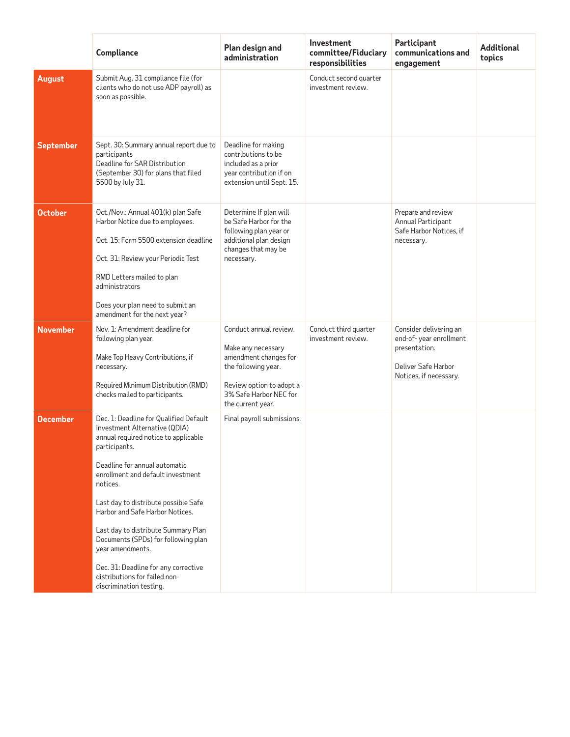| | Compliance | Plan design and administration | Investment committee/Fiduciary responsibilities | Participant communications and engagement | Additional topics |
|---|---|---|---|---|---|
| **August** | Submit Aug. 31 compliance file (for clients who do not use ADP payroll) as soon as possible. | | Conduct second quarter investment review. | | |
| **September** | Sept. 30: Summary annual report due to participants<br>Deadline for SAR Distribution (September 30) for plans that filed 5500 by July 31. | Deadline for making contributions to be included as a prior year contribution if on extension until Sept. 15. | | | |
| **October** | Oct./Nov.: Annual 401(k) plan Safe Harbor Notice due to employees.<br><br>Oct. 15: Form 5500 extension deadline<br><br>Oct. 31: Review your Periodic Test<br><br>RMD Letters mailed to plan administrators<br><br>Does your plan need to submit an amendment for the next year? | Determine If plan will be Safe Harbor for the following plan year or additional plan design changes that may be necessary. | | Prepare and review Annual Participant Safe Harbor Notices, if necessary. | |
| **November** | Nov. 1: Amendment deadline for following plan year.<br><br>Make Top Heavy Contributions, if necessary.<br><br>Required Minimum Distribution (RMD) checks mailed to participants. | Conduct annual review.<br><br>Make any necessary amendment changes for the following year.<br><br>Review option to adopt a 3% Safe Harbor NEC for the current year. | Conduct third quarter investment review. | Consider delivering an end-of- year enrollment presentation.<br><br>Deliver Safe Harbor Notices, if necessary. | |
| **December** | Dec. 1: Deadline for Qualified Default Investment Alternative (QDIA) annual required notice to applicable participants.<br><br>Deadline for annual automatic enrollment and default investment notices.<br><br>Last day to distribute possible Safe Harbor and Safe Harbor Notices.<br><br>Last day to distribute Summary Plan Documents (SPDs) for following plan year amendments.<br><br>Dec. 31: Deadline for any corrective distributions for failed non-discrimination testing. | Final payroll submissions. | | | |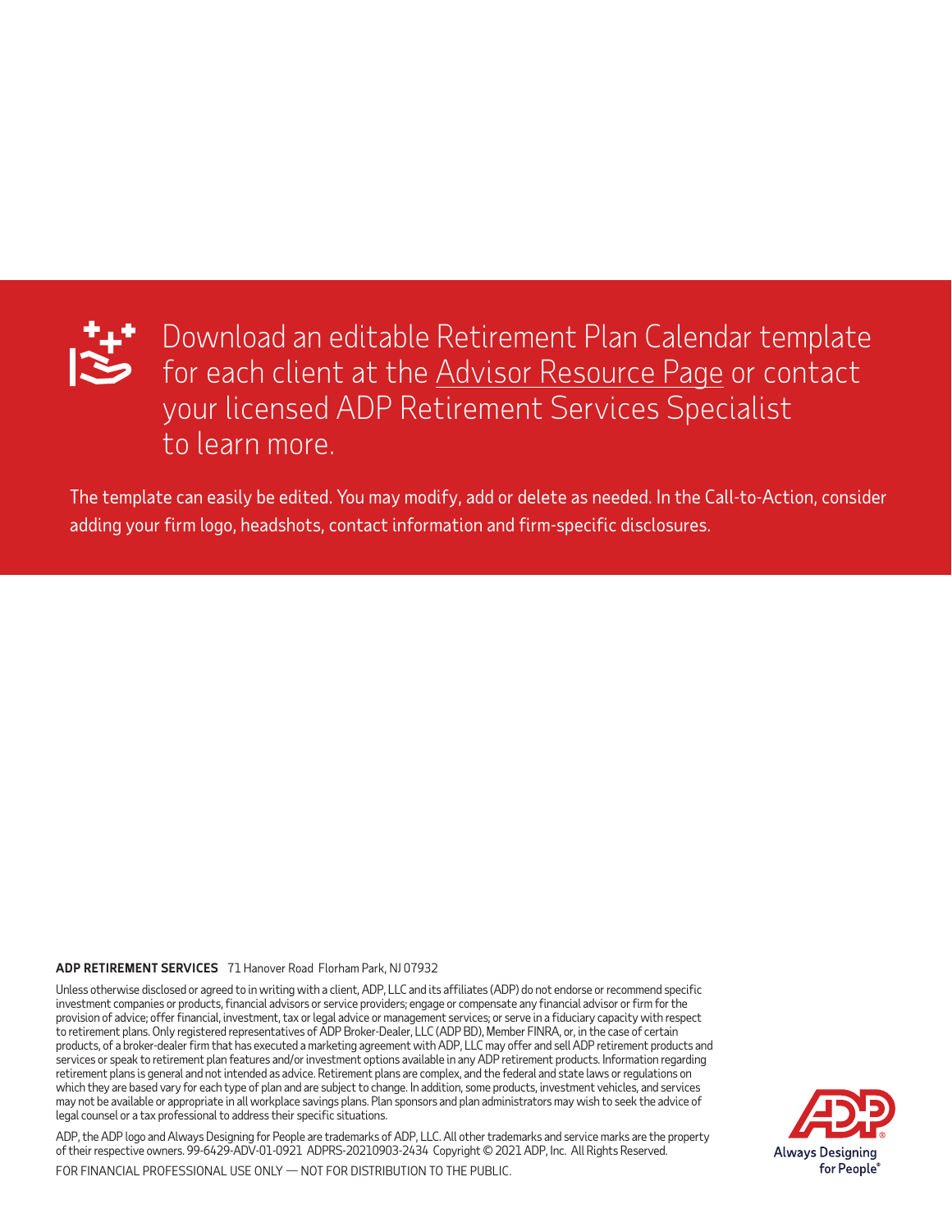Download an editable Retirement Plan Calendar template for each client at the Advisor Resource Page or contact your licensed ADP Retirement Services Specialist to learn more.

The template can easily be edited. You may modify, add or delete as needed. In the Call-to-Action, consider adding your firm logo, headshots, contact information and firm-specific disclosures.

**ADP RETIREMENT SERVICES** 71 Hanover Road Florham Park, NJ 07932

Unless otherwise disclosed or agreed to in writing with a client, ADP, LLC and its affiliates (ADP) do not endorse or recommend specific investment companies or products, financial advisors or service providers; engage or compensate any financial advisor or firm for the provision of advice; offer financial, investment, tax or legal advice or management services; or serve in a fiduciary capacity with respect to retirement plans. Only registered representatives of ADP Broker-Dealer, LLC (ADP BD), Member FINRA, or, in the case of certain products, of a broker-dealer firm that has executed a marketing agreement with ADP, LLC may offer and sell ADP retirement products and services or speak to retirement plan features and/or investment options available in any ADP retirement products. Information regarding retirement plans is general and not intended as advice. Retirement plans are complex, and the federal and state laws or regulations on which they are based vary for each type of plan and are subject to change. In addition, some products, investment vehicles, and services may not be available or appropriate in all workplace savings plans. Plan sponsors and plan administrators may wish to seek the advice of legal counsel or a tax professional to address their specific situations.

ADP, the ADP logo and Always Designing for People are trademarks of ADP, LLC. All other trademarks and service marks are the property of their respective owners. 99-6429-ADV-01-0921 ADPRS-20210903-2434 Copyright © 2021 ADP, Inc. All Rights Reserved.

FOR FINANCIAL PROFESSIONAL USE ONLY — NOT FOR DISTRIBUTION TO THE PUBLIC.

Always Designing for People®